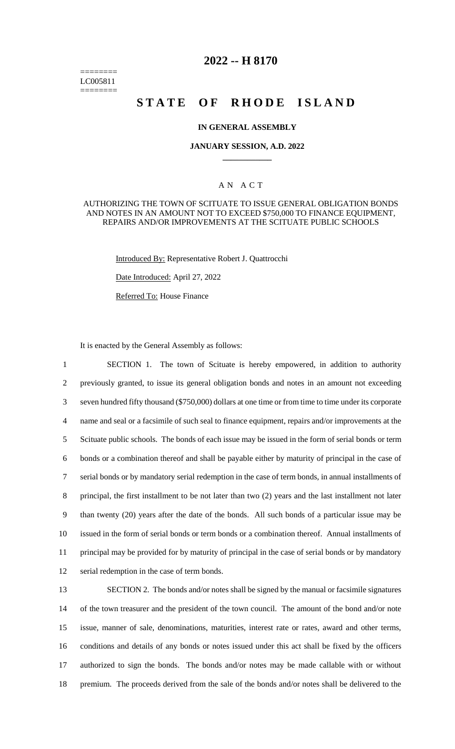========
LC005811
========

# 2022 -- H 8170

# STATE OF RHODE ISLAND

### IN GENERAL ASSEMBLY

### JANUARY SESSION, A.D. 2022

____________

A N A C T

AUTHORIZING THE TOWN OF SCITUATE TO ISSUE GENERAL OBLIGATION BONDS AND NOTES IN AN AMOUNT NOT TO EXCEED $750,000 TO FINANCE EQUIPMENT, REPAIRS AND/OR IMPROVEMENTS AT THE SCITUATE PUBLIC SCHOOLS

Introduced By: Representative Robert J. Quattrocchi

Date Introduced: April 27, 2022

Referred To: House Finance

It is enacted by the General Assembly as follows:

1 SECTION 1. The town of Scituate is hereby empowered, in addition to authority
2 previously granted, to issue its general obligation bonds and notes in an amount not exceeding
3 seven hundred fifty thousand ($750,000) dollars at one time or from time to time under its corporate
4 name and seal or a facsimile of such seal to finance equipment, repairs and/or improvements at the
5 Scituate public schools. The bonds of each issue may be issued in the form of serial bonds or term
6 bonds or a combination thereof and shall be payable either by maturity of principal in the case of
7 serial bonds or by mandatory serial redemption in the case of term bonds, in annual installments of
8 principal, the first installment to be not later than two (2) years and the last installment not later
9 than twenty (20) years after the date of the bonds. All such bonds of a particular issue may be
10 issued in the form of serial bonds or term bonds or a combination thereof. Annual installments of
11 principal may be provided for by maturity of principal in the case of serial bonds or by mandatory
12 serial redemption in the case of term bonds.

13 SECTION 2. The bonds and/or notes shall be signed by the manual or facsimile signatures
14 of the town treasurer and the president of the town council. The amount of the bond and/or note
15 issue, manner of sale, denominations, maturities, interest rate or rates, award and other terms,
16 conditions and details of any bonds or notes issued under this act shall be fixed by the officers
17 authorized to sign the bonds. The bonds and/or notes may be made callable with or without
18 premium. The proceeds derived from the sale of the bonds and/or notes shall be delivered to the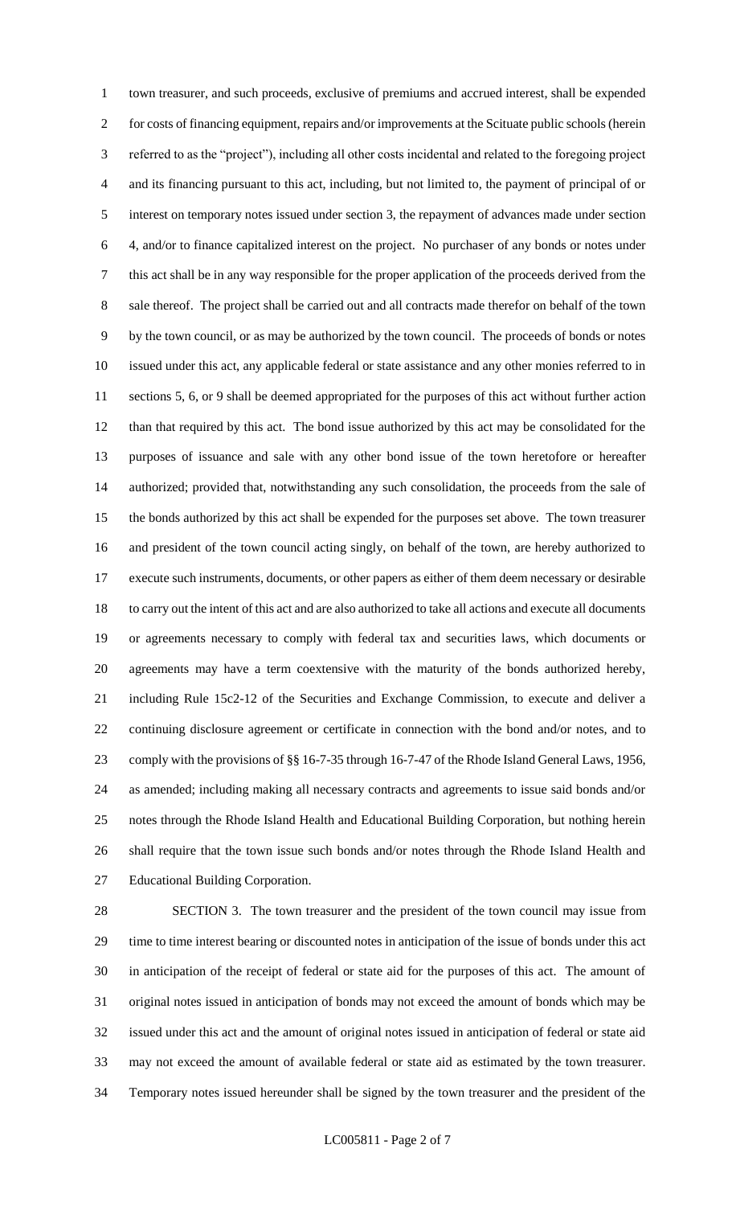town treasurer, and such proceeds, exclusive of premiums and accrued interest, shall be expended for costs of financing equipment, repairs and/or improvements at the Scituate public schools (herein referred to as the "project"), including all other costs incidental and related to the foregoing project and its financing pursuant to this act, including, but not limited to, the payment of principal of or interest on temporary notes issued under section 3, the repayment of advances made under section 4, and/or to finance capitalized interest on the project. No purchaser of any bonds or notes under this act shall be in any way responsible for the proper application of the proceeds derived from the sale thereof. The project shall be carried out and all contracts made therefor on behalf of the town by the town council, or as may be authorized by the town council. The proceeds of bonds or notes issued under this act, any applicable federal or state assistance and any other monies referred to in sections 5, 6, or 9 shall be deemed appropriated for the purposes of this act without further action than that required by this act. The bond issue authorized by this act may be consolidated for the purposes of issuance and sale with any other bond issue of the town heretofore or hereafter authorized; provided that, notwithstanding any such consolidation, the proceeds from the sale of the bonds authorized by this act shall be expended for the purposes set above. The town treasurer and president of the town council acting singly, on behalf of the town, are hereby authorized to execute such instruments, documents, or other papers as either of them deem necessary or desirable to carry out the intent of this act and are also authorized to take all actions and execute all documents or agreements necessary to comply with federal tax and securities laws, which documents or agreements may have a term coextensive with the maturity of the bonds authorized hereby, including Rule 15c2-12 of the Securities and Exchange Commission, to execute and deliver a continuing disclosure agreement or certificate in connection with the bond and/or notes, and to comply with the provisions of §§ 16-7-35 through 16-7-47 of the Rhode Island General Laws, 1956, as amended; including making all necessary contracts and agreements to issue said bonds and/or notes through the Rhode Island Health and Educational Building Corporation, but nothing herein shall require that the town issue such bonds and/or notes through the Rhode Island Health and Educational Building Corporation.

SECTION 3. The town treasurer and the president of the town council may issue from time to time interest bearing or discounted notes in anticipation of the issue of bonds under this act in anticipation of the receipt of federal or state aid for the purposes of this act. The amount of original notes issued in anticipation of bonds may not exceed the amount of bonds which may be issued under this act and the amount of original notes issued in anticipation of federal or state aid may not exceed the amount of available federal or state aid as estimated by the town treasurer. Temporary notes issued hereunder shall be signed by the town treasurer and the president of the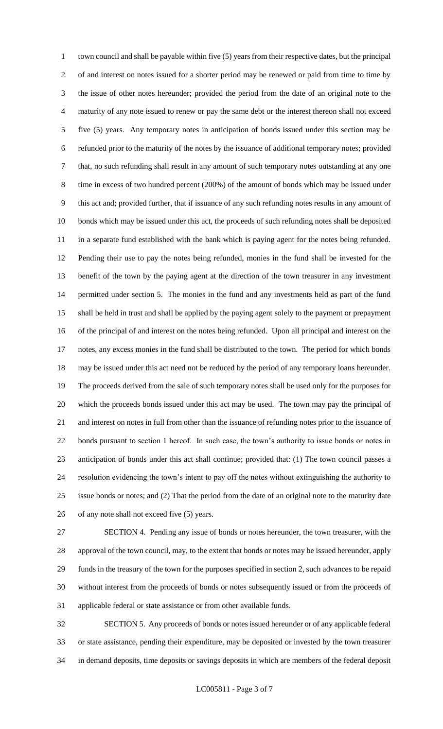town council and shall be payable within five (5) years from their respective dates, but the principal of and interest on notes issued for a shorter period may be renewed or paid from time to time by the issue of other notes hereunder; provided the period from the date of an original note to the maturity of any note issued to renew or pay the same debt or the interest thereon shall not exceed five (5) years. Any temporary notes in anticipation of bonds issued under this section may be refunded prior to the maturity of the notes by the issuance of additional temporary notes; provided that, no such refunding shall result in any amount of such temporary notes outstanding at any one time in excess of two hundred percent (200%) of the amount of bonds which may be issued under this act and; provided further, that if issuance of any such refunding notes results in any amount of bonds which may be issued under this act, the proceeds of such refunding notes shall be deposited in a separate fund established with the bank which is paying agent for the notes being refunded. Pending their use to pay the notes being refunded, monies in the fund shall be invested for the benefit of the town by the paying agent at the direction of the town treasurer in any investment permitted under section 5. The monies in the fund and any investments held as part of the fund shall be held in trust and shall be applied by the paying agent solely to the payment or prepayment of the principal of and interest on the notes being refunded. Upon all principal and interest on the notes, any excess monies in the fund shall be distributed to the town. The period for which bonds may be issued under this act need not be reduced by the period of any temporary loans hereunder. The proceeds derived from the sale of such temporary notes shall be used only for the purposes for which the proceeds bonds issued under this act may be used. The town may pay the principal of and interest on notes in full from other than the issuance of refunding notes prior to the issuance of bonds pursuant to section 1 hereof. In such case, the town's authority to issue bonds or notes in anticipation of bonds under this act shall continue; provided that: (1) The town council passes a resolution evidencing the town's intent to pay off the notes without extinguishing the authority to issue bonds or notes; and (2) That the period from the date of an original note to the maturity date of any note shall not exceed five (5) years.

SECTION 4. Pending any issue of bonds or notes hereunder, the town treasurer, with the approval of the town council, may, to the extent that bonds or notes may be issued hereunder, apply funds in the treasury of the town for the purposes specified in section 2, such advances to be repaid without interest from the proceeds of bonds or notes subsequently issued or from the proceeds of applicable federal or state assistance or from other available funds.

SECTION 5. Any proceeds of bonds or notes issued hereunder or of any applicable federal or state assistance, pending their expenditure, may be deposited or invested by the town treasurer in demand deposits, time deposits or savings deposits in which are members of the federal deposit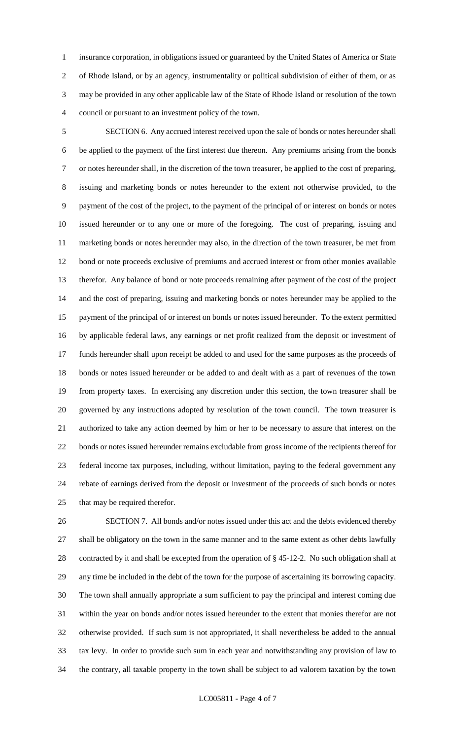insurance corporation, in obligations issued or guaranteed by the United States of America or State of Rhode Island, or by an agency, instrumentality or political subdivision of either of them, or as may be provided in any other applicable law of the State of Rhode Island or resolution of the town council or pursuant to an investment policy of the town.

SECTION 6. Any accrued interest received upon the sale of bonds or notes hereunder shall be applied to the payment of the first interest due thereon. Any premiums arising from the bonds or notes hereunder shall, in the discretion of the town treasurer, be applied to the cost of preparing, issuing and marketing bonds or notes hereunder to the extent not otherwise provided, to the payment of the cost of the project, to the payment of the principal of or interest on bonds or notes issued hereunder or to any one or more of the foregoing. The cost of preparing, issuing and marketing bonds or notes hereunder may also, in the direction of the town treasurer, be met from bond or note proceeds exclusive of premiums and accrued interest or from other monies available therefor. Any balance of bond or note proceeds remaining after payment of the cost of the project and the cost of preparing, issuing and marketing bonds or notes hereunder may be applied to the payment of the principal of or interest on bonds or notes issued hereunder. To the extent permitted by applicable federal laws, any earnings or net profit realized from the deposit or investment of funds hereunder shall upon receipt be added to and used for the same purposes as the proceeds of bonds or notes issued hereunder or be added to and dealt with as a part of revenues of the town from property taxes. In exercising any discretion under this section, the town treasurer shall be governed by any instructions adopted by resolution of the town council. The town treasurer is authorized to take any action deemed by him or her to be necessary to assure that interest on the bonds or notes issued hereunder remains excludable from gross income of the recipients thereof for federal income tax purposes, including, without limitation, paying to the federal government any rebate of earnings derived from the deposit or investment of the proceeds of such bonds or notes that may be required therefor.

SECTION 7. All bonds and/or notes issued under this act and the debts evidenced thereby shall be obligatory on the town in the same manner and to the same extent as other debts lawfully contracted by it and shall be excepted from the operation of § 45-12-2. No such obligation shall at any time be included in the debt of the town for the purpose of ascertaining its borrowing capacity. The town shall annually appropriate a sum sufficient to pay the principal and interest coming due within the year on bonds and/or notes issued hereunder to the extent that monies therefor are not otherwise provided. If such sum is not appropriated, it shall nevertheless be added to the annual tax levy. In order to provide such sum in each year and notwithstanding any provision of law to the contrary, all taxable property in the town shall be subject to ad valorem taxation by the town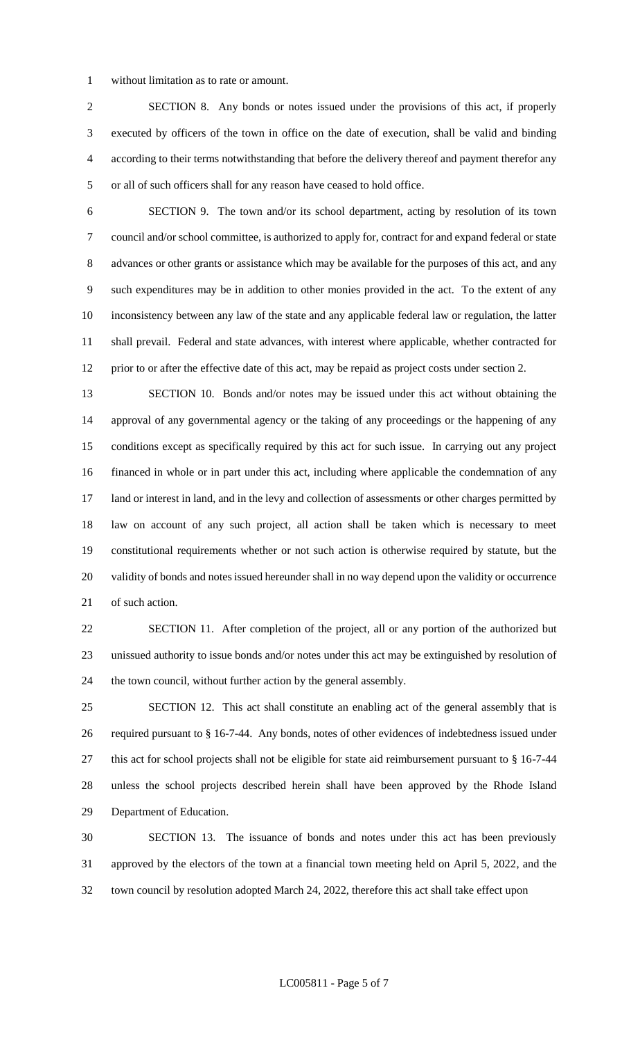without limitation as to rate or amount.

SECTION 8. Any bonds or notes issued under the provisions of this act, if properly executed by officers of the town in office on the date of execution, shall be valid and binding according to their terms notwithstanding that before the delivery thereof and payment therefor any or all of such officers shall for any reason have ceased to hold office.

SECTION 9. The town and/or its school department, acting by resolution of its town council and/or school committee, is authorized to apply for, contract for and expand federal or state advances or other grants or assistance which may be available for the purposes of this act, and any such expenditures may be in addition to other monies provided in the act. To the extent of any inconsistency between any law of the state and any applicable federal law or regulation, the latter shall prevail. Federal and state advances, with interest where applicable, whether contracted for prior to or after the effective date of this act, may be repaid as project costs under section 2.

SECTION 10. Bonds and/or notes may be issued under this act without obtaining the approval of any governmental agency or the taking of any proceedings or the happening of any conditions except as specifically required by this act for such issue. In carrying out any project financed in whole or in part under this act, including where applicable the condemnation of any land or interest in land, and in the levy and collection of assessments or other charges permitted by law on account of any such project, all action shall be taken which is necessary to meet constitutional requirements whether or not such action is otherwise required by statute, but the validity of bonds and notes issued hereunder shall in no way depend upon the validity or occurrence of such action.

SECTION 11. After completion of the project, all or any portion of the authorized but unissued authority to issue bonds and/or notes under this act may be extinguished by resolution of the town council, without further action by the general assembly.

SECTION 12. This act shall constitute an enabling act of the general assembly that is required pursuant to § 16-7-44. Any bonds, notes of other evidences of indebtedness issued under this act for school projects shall not be eligible for state aid reimbursement pursuant to § 16-7-44 unless the school projects described herein shall have been approved by the Rhode Island Department of Education.

SECTION 13. The issuance of bonds and notes under this act has been previously approved by the electors of the town at a financial town meeting held on April 5, 2022, and the town council by resolution adopted March 24, 2022, therefore this act shall take effect upon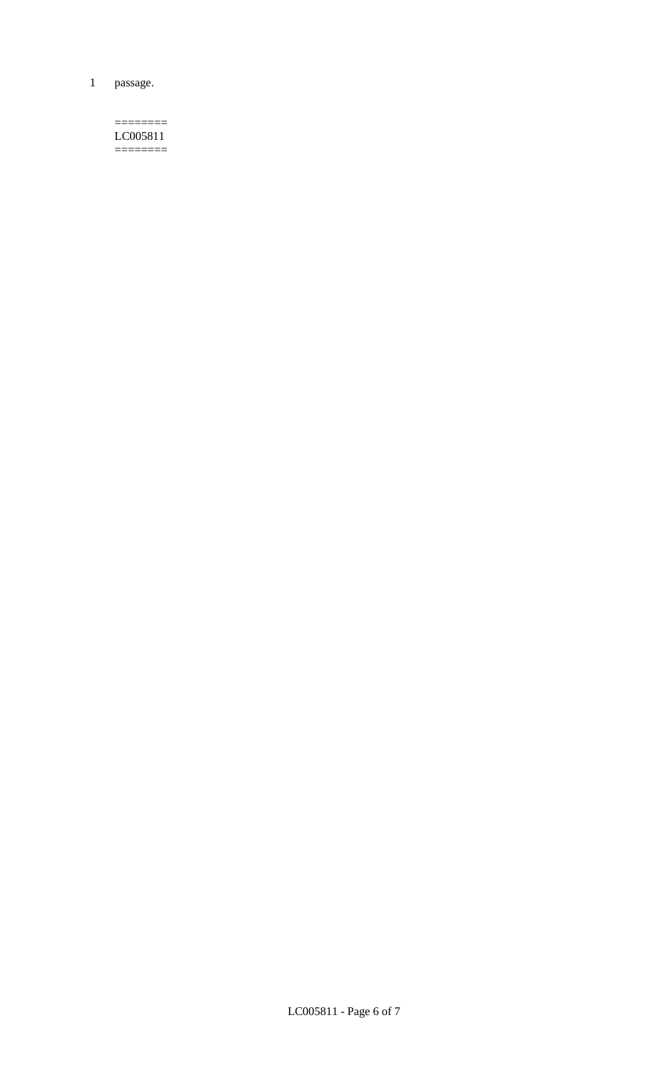passage.

========
LC005811
========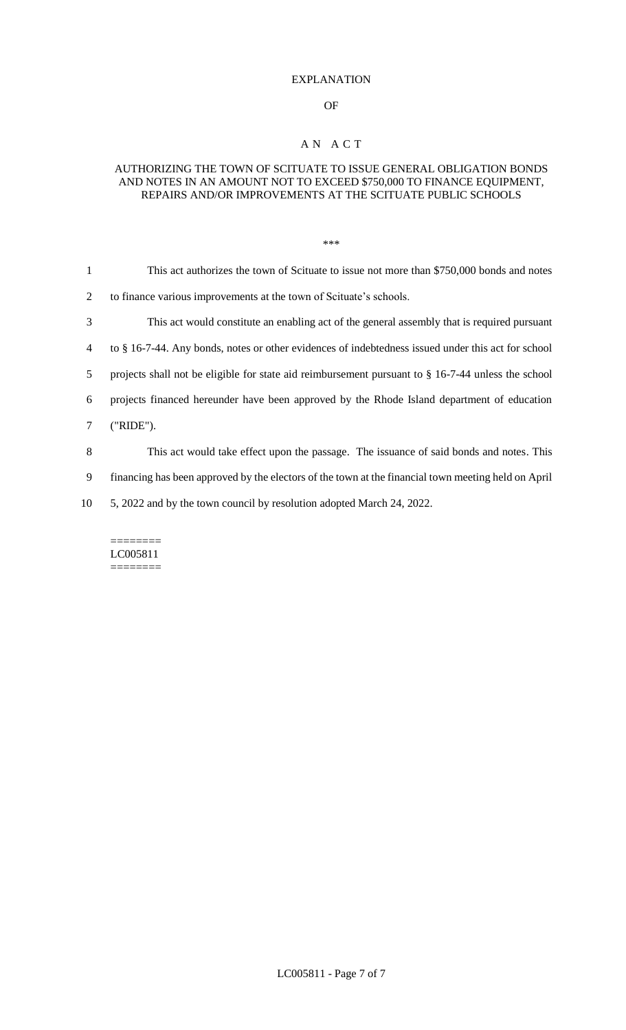EXPLANATION

OF

A N A C T

AUTHORIZING THE TOWN OF SCITUATE TO ISSUE GENERAL OBLIGATION BONDS AND NOTES IN AN AMOUNT NOT TO EXCEED $750,000 TO FINANCE EQUIPMENT, REPAIRS AND/OR IMPROVEMENTS AT THE SCITUATE PUBLIC SCHOOLS

\*\*\*

This act authorizes the town of Scituate to issue not more than $750,000 bonds and notes to finance various improvements at the town of Scituate's schools.

This act would constitute an enabling act of the general assembly that is required pursuant to § 16-7-44. Any bonds, notes or other evidences of indebtedness issued under this act for school projects shall not be eligible for state aid reimbursement pursuant to § 16-7-44 unless the school projects financed hereunder have been approved by the Rhode Island department of education ("RIDE").

This act would take effect upon the passage. The issuance of said bonds and notes. This financing has been approved by the electors of the town at the financial town meeting held on April 5, 2022 and by the town council by resolution adopted March 24, 2022.

========
LC005811
========